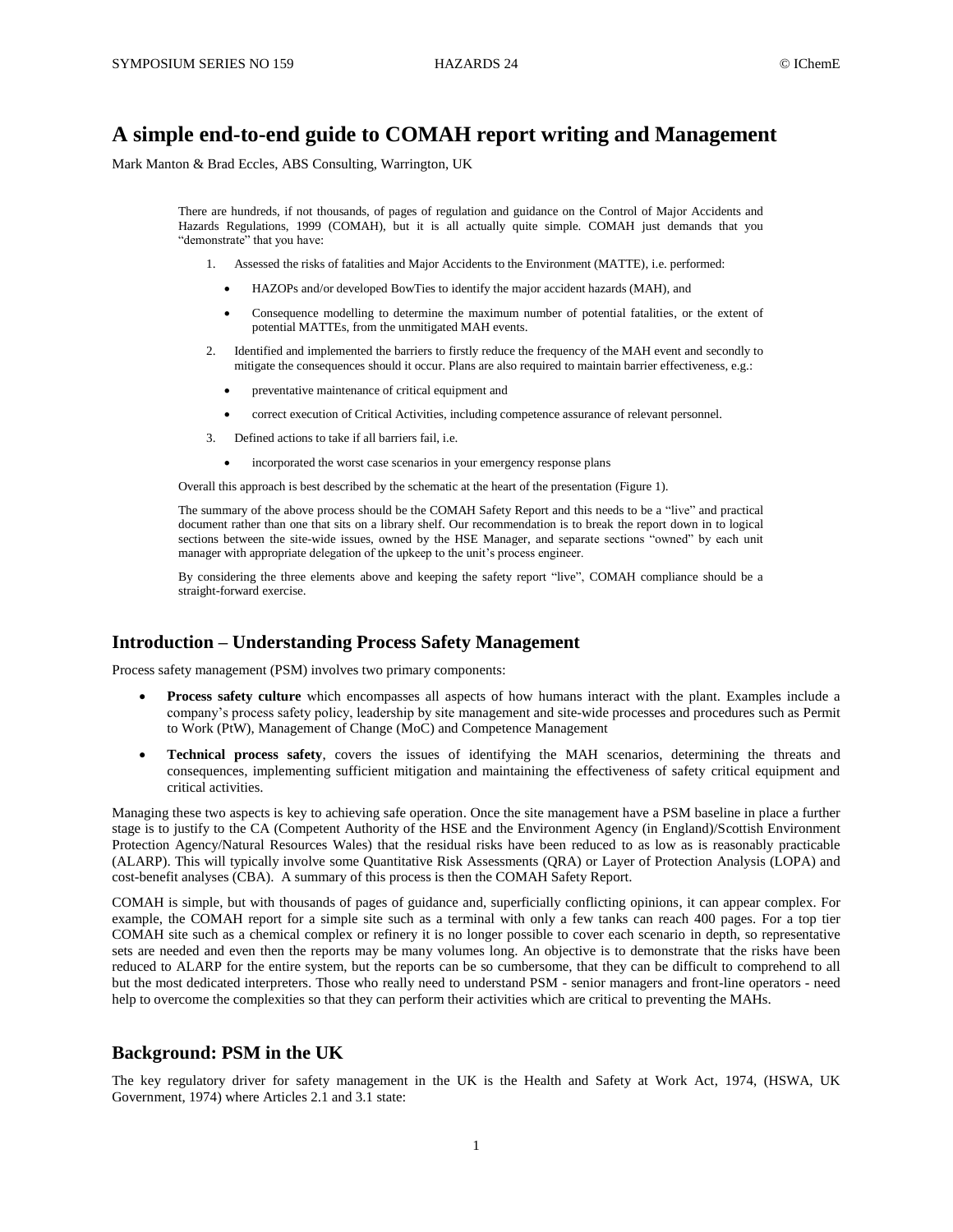# A simple end-to-end guide to COMAH report writing and Management

Mark Manton & Brad Eccles, ABS Consulting, Warrington, UK

There are hundreds, if not thousands, of pages of regulation and guidance on the Control of Major Accidents and Hazards Regulations, 1999 (COMAH), but it is all actually quite simple. COMAH just demands that you "demonstrate" that you have:

1. Assessed the risks of fatalities and Major Accidents to the Environment (MATTE), i.e. performed:
   - HAZOPs and/or developed BowTies to identify the major accident hazards (MAH), and
   - Consequence modelling to determine the maximum number of potential fatalities, or the extent of potential MATTEs, from the unmitigated MAH events.
2. Identified and implemented the barriers to firstly reduce the frequency of the MAH event and secondly to mitigate the consequences should it occur. Plans are also required to maintain barrier effectiveness, e.g.:
   - preventative maintenance of critical equipment and
   - correct execution of Critical Activities, including competence assurance of relevant personnel.
3. Defined actions to take if all barriers fail, i.e.
   - incorporated the worst case scenarios in your emergency response plans

Overall this approach is best described by the schematic at the heart of the presentation (Figure 1).

The summary of the above process should be the COMAH Safety Report and this needs to be a "live" and practical document rather than one that sits on a library shelf. Our recommendation is to break the report down in to logical sections between the site-wide issues, owned by the HSE Manager, and separate sections "owned" by each unit manager with appropriate delegation of the upkeep to the unit's process engineer.

By considering the three elements above and keeping the safety report "live", COMAH compliance should be a straight-forward exercise.

## Introduction – Understanding Process Safety Management

Process safety management (PSM) involves two primary components:

- **Process safety culture** which encompasses all aspects of how humans interact with the plant. Examples include a company's process safety policy, leadership by site management and site-wide processes and procedures such as Permit to Work (PtW), Management of Change (MoC) and Competence Management
- **Technical process safety**, covers the issues of identifying the MAH scenarios, determining the threats and consequences, implementing sufficient mitigation and maintaining the effectiveness of safety critical equipment and critical activities.

Managing these two aspects is key to achieving safe operation. Once the site management have a PSM baseline in place a further stage is to justify to the CA (Competent Authority of the HSE and the Environment Agency (in England)/Scottish Environment Protection Agency/Natural Resources Wales) that the residual risks have been reduced to as low as is reasonably practicable (ALARP). This will typically involve some Quantitative Risk Assessments (QRA) or Layer of Protection Analysis (LOPA) and cost-benefit analyses (CBA). A summary of this process is then the COMAH Safety Report.

COMAH is simple, but with thousands of pages of guidance and, superficially conflicting opinions, it can appear complex. For example, the COMAH report for a simple site such as a terminal with only a few tanks can reach 400 pages. For a top tier COMAH site such as a chemical complex or refinery it is no longer possible to cover each scenario in depth, so representative sets are needed and even then the reports may be many volumes long. An objective is to demonstrate that the risks have been reduced to ALARP for the entire system, but the reports can be so cumbersome, that they can be difficult to comprehend to all but the most dedicated interpreters. Those who really need to understand PSM - senior managers and front-line operators - need help to overcome the complexities so that they can perform their activities which are critical to preventing the MAHs.

## Background: PSM in the UK

The key regulatory driver for safety management in the UK is the Health and Safety at Work Act, 1974, (HSWA, UK Government, 1974) where Articles 2.1 and 3.1 state: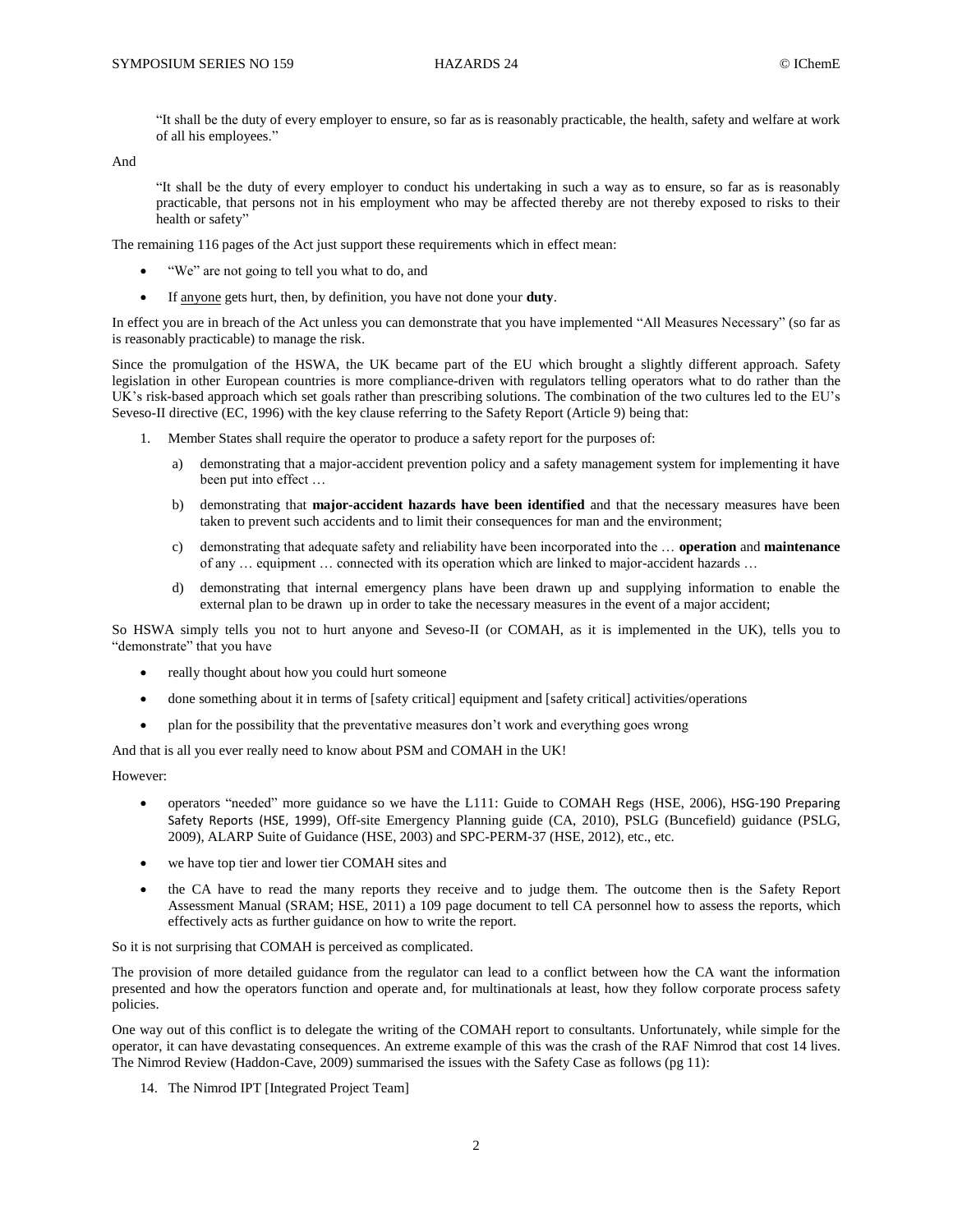> "It shall be the duty of every employer to ensure, so far as is reasonably practicable, the health, safety and welfare at work of all his employees."

And

> "It shall be the duty of every employer to conduct his undertaking in such a way as to ensure, so far as is reasonably practicable, that persons not in his employment who may be affected thereby are not thereby exposed to risks to their health or safety"

The remaining 116 pages of the Act just support these requirements which in effect mean:

- "We" are not going to tell you what to do, and
- If <u>anyone</u> gets hurt, then, by definition, you have not done your **duty**.

In effect you are in breach of the Act unless you can demonstrate that you have implemented "All Measures Necessary" (so far as is reasonably practicable) to manage the risk.

Since the promulgation of the HSWA, the UK became part of the EU which brought a slightly different approach. Safety legislation in other European countries is more compliance-driven with regulators telling operators what to do rather than the UK's risk-based approach which set goals rather than prescribing solutions. The combination of the two cultures led to the EU's Seveso-II directive (EC, 1996) with the key clause referring to the Safety Report (Article 9) being that:

1. Member States shall require the operator to produce a safety report for the purposes of:
   a) demonstrating that a major-accident prevention policy and a safety management system for implementing it have been put into effect …
   b) demonstrating that **major-accident hazards have been identified** and that the necessary measures have been taken to prevent such accidents and to limit their consequences for man and the environment;
   c) demonstrating that adequate safety and reliability have been incorporated into the … **operation** and **maintenance** of any … equipment … connected with its operation which are linked to major-accident hazards …
   d) demonstrating that internal emergency plans have been drawn up and supplying information to enable the external plan to be drawn up in order to take the necessary measures in the event of a major accident;

So HSWA simply tells you not to hurt anyone and Seveso-II (or COMAH, as it is implemented in the UK), tells you to "demonstrate" that you have

- really thought about how you could hurt someone
- done something about it in terms of [safety critical] equipment and [safety critical] activities/operations
- plan for the possibility that the preventative measures don't work and everything goes wrong

And that is all you ever really need to know about PSM and COMAH in the UK!

However:

- operators "needed" more guidance so we have the L111: Guide to COMAH Regs (HSE, 2006), HSG-190 Preparing Safety Reports (HSE, 1999), Off-site Emergency Planning guide (CA, 2010), PSLG (Buncefield) guidance (PSLG, 2009), ALARP Suite of Guidance (HSE, 2003) and SPC-PERM-37 (HSE, 2012), etc., etc.
- we have top tier and lower tier COMAH sites and
- the CA have to read the many reports they receive and to judge them. The outcome then is the Safety Report Assessment Manual (SRAM; HSE, 2011) a 109 page document to tell CA personnel how to assess the reports, which effectively acts as further guidance on how to write the report.

So it is not surprising that COMAH is perceived as complicated.

The provision of more detailed guidance from the regulator can lead to a conflict between how the CA want the information presented and how the operators function and operate and, for multinationals at least, how they follow corporate process safety policies.

One way out of this conflict is to delegate the writing of the COMAH report to consultants. Unfortunately, while simple for the operator, it can have devastating consequences. An extreme example of this was the crash of the RAF Nimrod that cost 14 lives. The Nimrod Review (Haddon-Cave, 2009) summarised the issues with the Safety Case as follows (pg 11):

14. The Nimrod IPT [Integrated Project Team]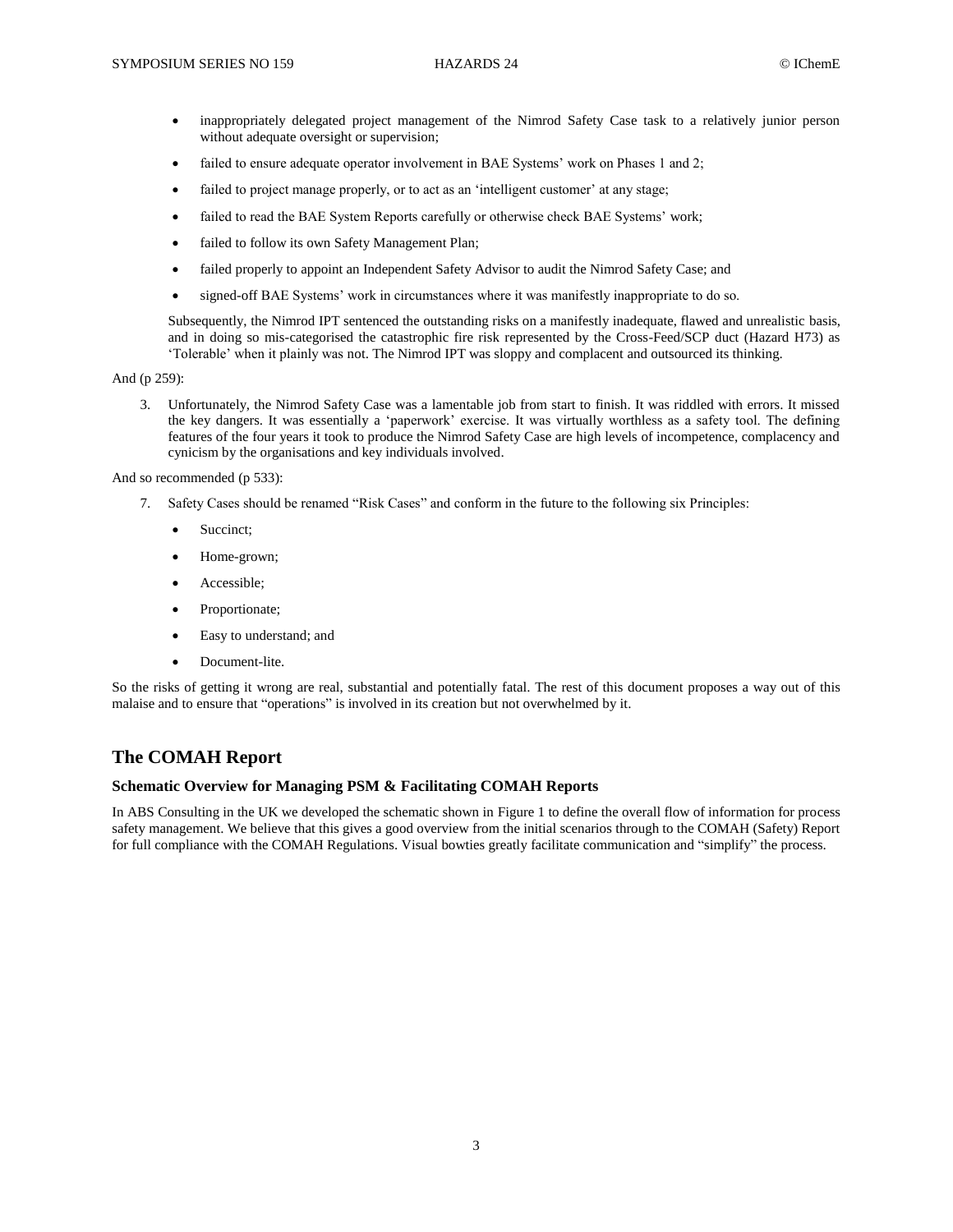- inappropriately delegated project management of the Nimrod Safety Case task to a relatively junior person without adequate oversight or supervision;
- failed to ensure adequate operator involvement in BAE Systems' work on Phases 1 and 2;
- failed to project manage properly, or to act as an 'intelligent customer' at any stage;
- failed to read the BAE System Reports carefully or otherwise check BAE Systems' work;
- failed to follow its own Safety Management Plan;
- failed properly to appoint an Independent Safety Advisor to audit the Nimrod Safety Case; and
- signed-off BAE Systems' work in circumstances where it was manifestly inappropriate to do so.

Subsequently, the Nimrod IPT sentenced the outstanding risks on a manifestly inadequate, flawed and unrealistic basis, and in doing so mis-categorised the catastrophic fire risk represented by the Cross-Feed/SCP duct (Hazard H73) as 'Tolerable' when it plainly was not. The Nimrod IPT was sloppy and complacent and outsourced its thinking.

And (p 259):

3. Unfortunately, the Nimrod Safety Case was a lamentable job from start to finish. It was riddled with errors. It missed the key dangers. It was essentially a 'paperwork' exercise. It was virtually worthless as a safety tool. The defining features of the four years it took to produce the Nimrod Safety Case are high levels of incompetence, complacency and cynicism by the organisations and key individuals involved.

And so recommended (p 533):

7. Safety Cases should be renamed "Risk Cases" and conform in the future to the following six Principles:
   - Succinct;
   - Home-grown;
   - Accessible;
   - Proportionate;
   - Easy to understand; and
   - Document-lite.

So the risks of getting it wrong are real, substantial and potentially fatal. The rest of this document proposes a way out of this malaise and to ensure that "operations" is involved in its creation but not overwhelmed by it.

## The COMAH Report

### Schematic Overview for Managing PSM & Facilitating COMAH Reports

In ABS Consulting in the UK we developed the schematic shown in Figure 1 to define the overall flow of information for process safety management. We believe that this gives a good overview from the initial scenarios through to the COMAH (Safety) Report for full compliance with the COMAH Regulations. Visual bowties greatly facilitate communication and "simplify" the process.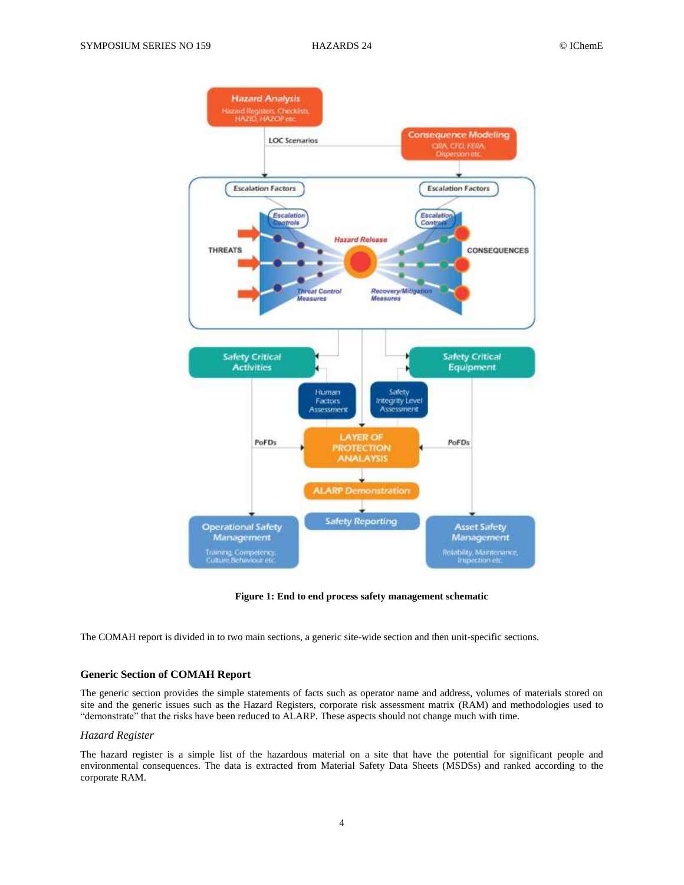**Figure 1: End to end process safety management schematic**

The COMAH report is divided in to two main sections, a generic site-wide section and then unit-specific sections.

### Generic Section of COMAH Report

The generic section provides the simple statements of facts such as operator name and address, volumes of materials stored on site and the generic issues such as the Hazard Registers, corporate risk assessment matrix (RAM) and methodologies used to "demonstrate" that the risks have been reduced to ALARP. These aspects should not change much with time.

#### *Hazard Register*

The hazard register is a simple list of the hazardous material on a site that have the potential for significant people and environmental consequences. The data is extracted from Material Safety Data Sheets (MSDSs) and ranked according to the corporate RAM.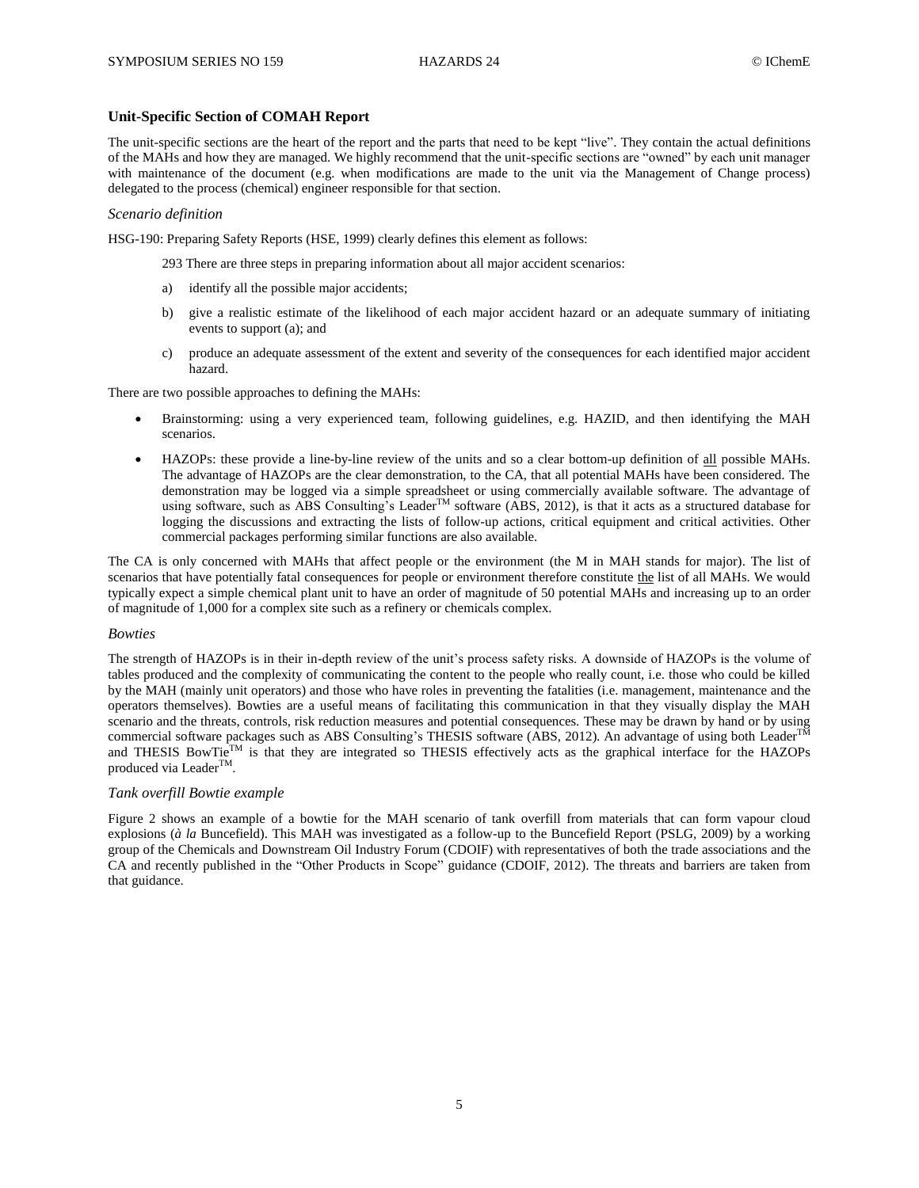### Unit-Specific Section of COMAH Report

The unit-specific sections are the heart of the report and the parts that need to be kept "live". They contain the actual definitions of the MAHs and how they are managed. We highly recommend that the unit-specific sections are "owned" by each unit manager with maintenance of the document (e.g. when modifications are made to the unit via the Management of Change process) delegated to the process (chemical) engineer responsible for that section.

#### *Scenario definition*

HSG-190: Preparing Safety Reports (HSE, 1999) clearly defines this element as follows:

> 293 There are three steps in preparing information about all major accident scenarios:
>
> a) identify all the possible major accidents;
>
> b) give a realistic estimate of the likelihood of each major accident hazard or an adequate summary of initiating events to support (a); and
>
> c) produce an adequate assessment of the extent and severity of the consequences for each identified major accident hazard.

There are two possible approaches to defining the MAHs:

- Brainstorming: using a very experienced team, following guidelines, e.g. HAZID, and then identifying the MAH scenarios.
- HAZOPs: these provide a line-by-line review of the units and so a clear bottom-up definition of <u>all</u> possible MAHs. The advantage of HAZOPs are the clear demonstration, to the CA, that all potential MAHs have been considered. The demonstration may be logged via a simple spreadsheet or using commercially available software. The advantage of using software, such as ABS Consulting's Leader™ software (ABS, 2012), is that it acts as a structured database for logging the discussions and extracting the lists of follow-up actions, critical equipment and critical activities. Other commercial packages performing similar functions are also available.

The CA is only concerned with MAHs that affect people or the environment (the M in MAH stands for major). The list of scenarios that have potentially fatal consequences for people or environment therefore constitute <u>the</u> list of all MAHs. We would typically expect a simple chemical plant unit to have an order of magnitude of 50 potential MAHs and increasing up to an order of magnitude of 1,000 for a complex site such as a refinery or chemicals complex.

#### *Bowties*

The strength of HAZOPs is in their in-depth review of the unit's process safety risks. A downside of HAZOPs is the volume of tables produced and the complexity of communicating the content to the people who really count, i.e. those who could be killed by the MAH (mainly unit operators) and those who have roles in preventing the fatalities (i.e. management, maintenance and the operators themselves). Bowties are a useful means of facilitating this communication in that they visually display the MAH scenario and the threats, controls, risk reduction measures and potential consequences. These may be drawn by hand or by using commercial software packages such as ABS Consulting's THESIS software (ABS, 2012). An advantage of using both Leader™ and THESIS BowTie™ is that they are integrated so THESIS effectively acts as the graphical interface for the HAZOPs produced via Leader™.

#### *Tank overfill Bowtie example*

Figure 2 shows an example of a bowtie for the MAH scenario of tank overfill from materials that can form vapour cloud explosions (*à la* Buncefield). This MAH was investigated as a follow-up to the Buncefield Report (PSLG, 2009) by a working group of the Chemicals and Downstream Oil Industry Forum (CDOIF) with representatives of both the trade associations and the CA and recently published in the "Other Products in Scope" guidance (CDOIF, 2012). The threats and barriers are taken from that guidance.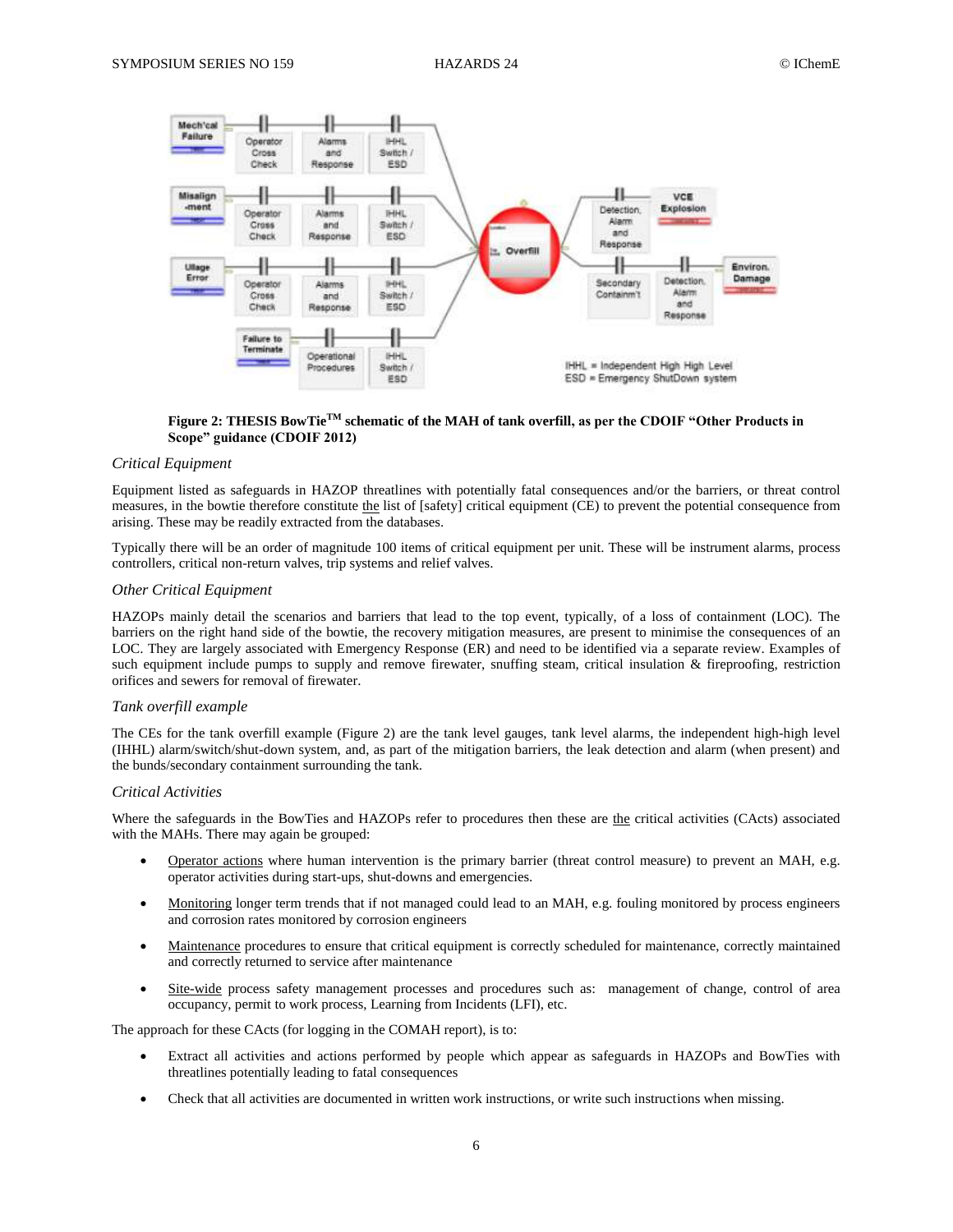**Figure 2: THESIS BowTie™ schematic of the MAH of tank overfill, as per the CDOIF "Other Products in Scope" guidance (CDOIF 2012)**

### *Critical Equipment*

Equipment listed as safeguards in HAZOP threatlines with potentially fatal consequences and/or the barriers, or threat control measures, in the bowtie therefore constitute the list of [safety] critical equipment (CE) to prevent the potential consequence from arising. These may be readily extracted from the databases.

Typically there will be an order of magnitude 100 items of critical equipment per unit. These will be instrument alarms, process controllers, critical non-return valves, trip systems and relief valves.

### *Other Critical Equipment*

HAZOPs mainly detail the scenarios and barriers that lead to the top event, typically, of a loss of containment (LOC). The barriers on the right hand side of the bowtie, the recovery mitigation measures, are present to minimise the consequences of an LOC. They are largely associated with Emergency Response (ER) and need to be identified via a separate review. Examples of such equipment include pumps to supply and remove firewater, snuffing steam, critical insulation & fireproofing, restriction orifices and sewers for removal of firewater.

### *Tank overfill example*

The CEs for the tank overfill example (Figure 2) are the tank level gauges, tank level alarms, the independent high-high level (IHHL) alarm/switch/shut-down system, and, as part of the mitigation barriers, the leak detection and alarm (when present) and the bunds/secondary containment surrounding the tank.

### *Critical Activities*

Where the safeguards in the BowTies and HAZOPs refer to procedures then these are the critical activities (CActs) associated with the MAHs. There may again be grouped:

- Operator actions where human intervention is the primary barrier (threat control measure) to prevent an MAH, e.g. operator activities during start-ups, shut-downs and emergencies.
- Monitoring longer term trends that if not managed could lead to an MAH, e.g. fouling monitored by process engineers and corrosion rates monitored by corrosion engineers
- Maintenance procedures to ensure that critical equipment is correctly scheduled for maintenance, correctly maintained and correctly returned to service after maintenance
- Site-wide process safety management processes and procedures such as: management of change, control of area occupancy, permit to work process, Learning from Incidents (LFI), etc.

The approach for these CActs (for logging in the COMAH report), is to:

- Extract all activities and actions performed by people which appear as safeguards in HAZOPs and BowTies with threatlines potentially leading to fatal consequences
- Check that all activities are documented in written work instructions, or write such instructions when missing.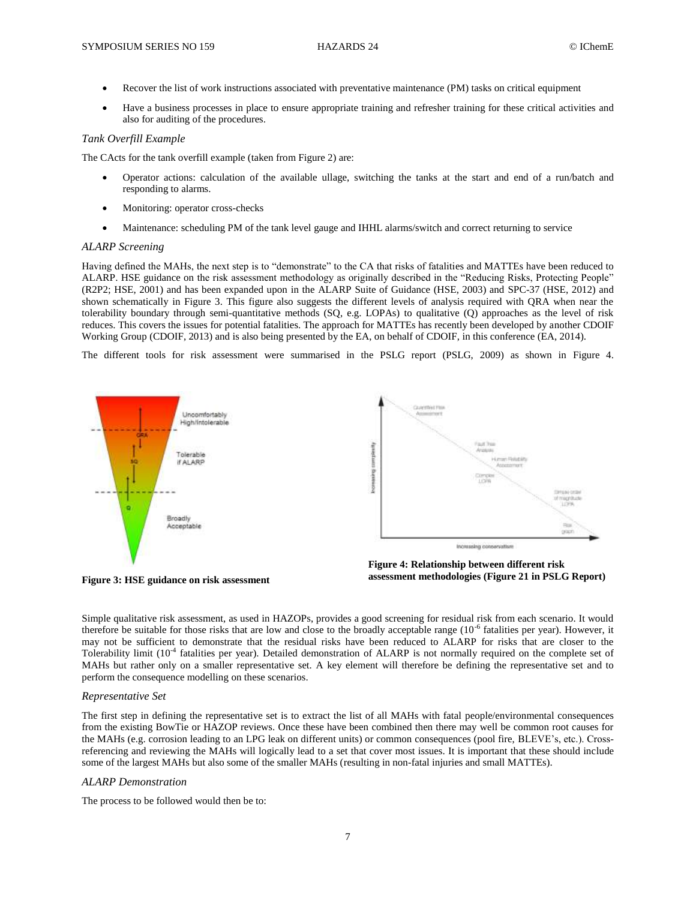- Recover the list of work instructions associated with preventative maintenance (PM) tasks on critical equipment
- Have a business processes in place to ensure appropriate training and refresher training for these critical activities and also for auditing of the procedures.

### *Tank Overfill Example*

The CActs for the tank overfill example (taken from Figure 2) are:

- Operator actions: calculation of the available ullage, switching the tanks at the start and end of a run/batch and responding to alarms.
- Monitoring: operator cross-checks
- Maintenance: scheduling PM of the tank level gauge and IHHL alarms/switch and correct returning to service

### *ALARP Screening*

Having defined the MAHs, the next step is to "demonstrate" to the CA that risks of fatalities and MATTEs have been reduced to ALARP. HSE guidance on the risk assessment methodology as originally described in the "Reducing Risks, Protecting People" (R2P2; HSE, 2001) and has been expanded upon in the ALARP Suite of Guidance (HSE, 2003) and SPC-37 (HSE, 2012) and shown schematically in Figure 3. This figure also suggests the different levels of analysis required with QRA when near the tolerability boundary through semi-quantitative methods (SQ, e.g. LOPAs) to qualitative (Q) approaches as the level of risk reduces. This covers the issues for potential fatalities. The approach for MATTEs has recently been developed by another CDOIF Working Group (CDOIF, 2013) and is also being presented by the EA, on behalf of CDOIF, in this conference (EA, 2014).

The different tools for risk assessment were summarised in the PSLG report (PSLG, 2009) as shown in Figure 4.

**Figure 3: HSE guidance on risk assessment**

**Figure 4: Relationship between different risk assessment methodologies (Figure 21 in PSLG Report)**

Simple qualitative risk assessment, as used in HAZOPs, provides a good screening for residual risk from each scenario. It would therefore be suitable for those risks that are low and close to the broadly acceptable range ($10^{-6}$ fatalities per year). However, it may not be sufficient to demonstrate that the residual risks have been reduced to ALARP for risks that are closer to the Tolerability limit ($10^{-4}$ fatalities per year). Detailed demonstration of ALARP is not normally required on the complete set of MAHs but rather only on a smaller representative set. A key element will therefore be defining the representative set and to perform the consequence modelling on these scenarios.

### *Representative Set*

The first step in defining the representative set is to extract the list of all MAHs with fatal people/environmental consequences from the existing BowTie or HAZOP reviews. Once these have been combined then there may well be common root causes for the MAHs (e.g. corrosion leading to an LPG leak on different units) or common consequences (pool fire, BLEVE's, etc.). Cross-referencing and reviewing the MAHs will logically lead to a set that cover most issues. It is important that these should include some of the largest MAHs but also some of the smaller MAHs (resulting in non-fatal injuries and small MATTEs).

### *ALARP Demonstration*

The process to be followed would then be to: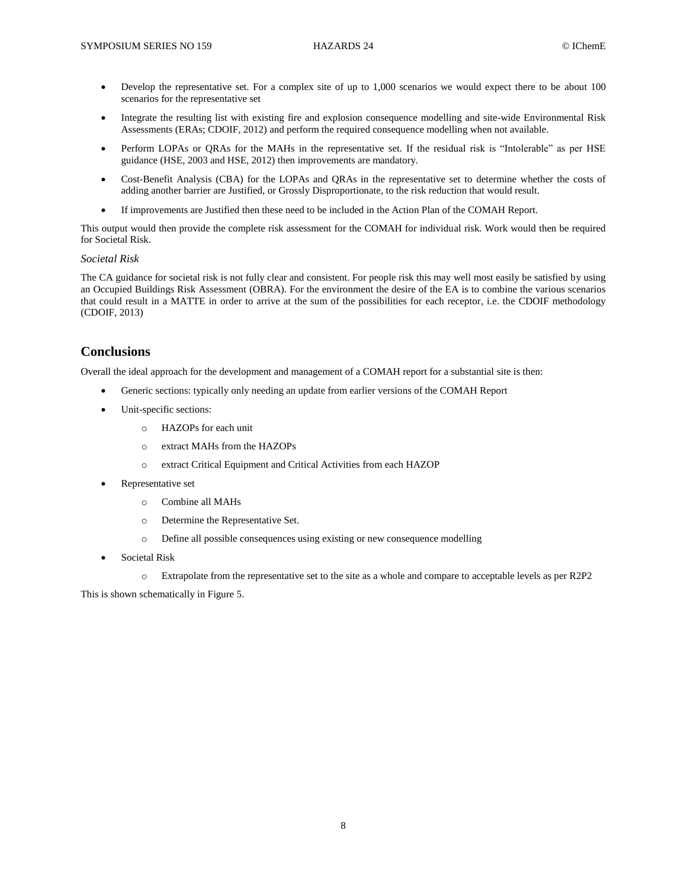- Develop the representative set. For a complex site of up to 1,000 scenarios we would expect there to be about 100 scenarios for the representative set
- Integrate the resulting list with existing fire and explosion consequence modelling and site-wide Environmental Risk Assessments (ERAs; CDOIF, 2012) and perform the required consequence modelling when not available.
- Perform LOPAs or QRAs for the MAHs in the representative set. If the residual risk is "Intolerable" as per HSE guidance (HSE, 2003 and HSE, 2012) then improvements are mandatory.
- Cost-Benefit Analysis (CBA) for the LOPAs and QRAs in the representative set to determine whether the costs of adding another barrier are Justified, or Grossly Disproportionate, to the risk reduction that would result.
- If improvements are Justified then these need to be included in the Action Plan of the COMAH Report.

This output would then provide the complete risk assessment for the COMAH for individual risk. Work would then be required for Societal Risk.

*Societal Risk*

The CA guidance for societal risk is not fully clear and consistent. For people risk this may well most easily be satisfied by using an Occupied Buildings Risk Assessment (OBRA). For the environment the desire of the EA is to combine the various scenarios that could result in a MATTE in order to arrive at the sum of the possibilities for each receptor, i.e. the CDOIF methodology (CDOIF, 2013)

## Conclusions

Overall the ideal approach for the development and management of a COMAH report for a substantial site is then:

- Generic sections: typically only needing an update from earlier versions of the COMAH Report
- Unit-specific sections:
  - HAZOPs for each unit
  - extract MAHs from the HAZOPs
  - extract Critical Equipment and Critical Activities from each HAZOP
- Representative set
  - Combine all MAHs
  - Determine the Representative Set.
  - Define all possible consequences using existing or new consequence modelling
- Societal Risk
  - Extrapolate from the representative set to the site as a whole and compare to acceptable levels as per R2P2

This is shown schematically in Figure 5.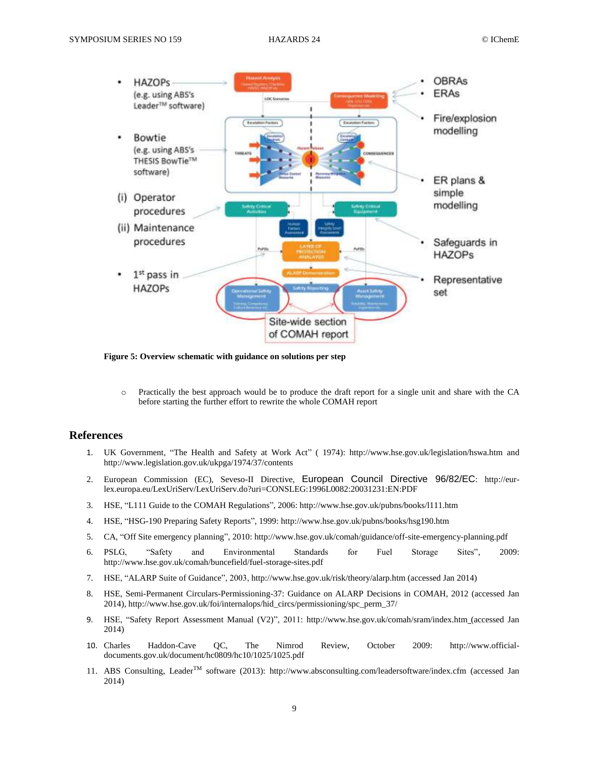Figure 5: Overview schematic with guidance on solutions per step

- Practically the best approach would be to produce the draft report for a single unit and share with the CA before starting the further effort to rewrite the whole COMAH report

## References

1. UK Government, "The Health and Safety at Work Act" ( 1974): http://www.hse.gov.uk/legislation/hswa.htm and http://www.legislation.gov.uk/ukpga/1974/37/contents
2. European Commission (EC), Seveso-II Directive, European Council Directive 96/82/EC: http://eur-lex.europa.eu/LexUriServ/LexUriServ.do?uri=CONSLEG:1996L0082:20031231:EN:PDF
3. HSE, "L111 Guide to the COMAH Regulations", 2006: http://www.hse.gov.uk/pubns/books/l111.htm
4. HSE, "HSG-190 Preparing Safety Reports", 1999: http://www.hse.gov.uk/pubns/books/hsg190.htm
5. CA, "Off Site emergency planning", 2010: http://www.hse.gov.uk/comah/guidance/off-site-emergency-planning.pdf
6. PSLG, "Safety and Environmental Standards for Fuel Storage Sites", 2009: http://www.hse.gov.uk/comah/buncefield/fuel-storage-sites.pdf
7. HSE, "ALARP Suite of Guidance", 2003, http://www.hse.gov.uk/risk/theory/alarp.htm (accessed Jan 2014)
8. HSE, Semi-Permanent Circulars-Permissioning-37: Guidance on ALARP Decisions in COMAH, 2012 (accessed Jan 2014), http://www.hse.gov.uk/foi/internalops/hid_circs/permissioning/spc_perm_37/
9. HSE, "Safety Report Assessment Manual (V2)", 2011: http://www.hse.gov.uk/comah/sram/index.htm (accessed Jan 2014)
10. Charles Haddon-Cave QC, The Nimrod Review, October 2009: http://www.official-documents.gov.uk/document/hc0809/hc10/1025/1025.pdf
11. ABS Consulting, Leader™ software (2013): http://www.absconsulting.com/leadersoftware/index.cfm (accessed Jan 2014)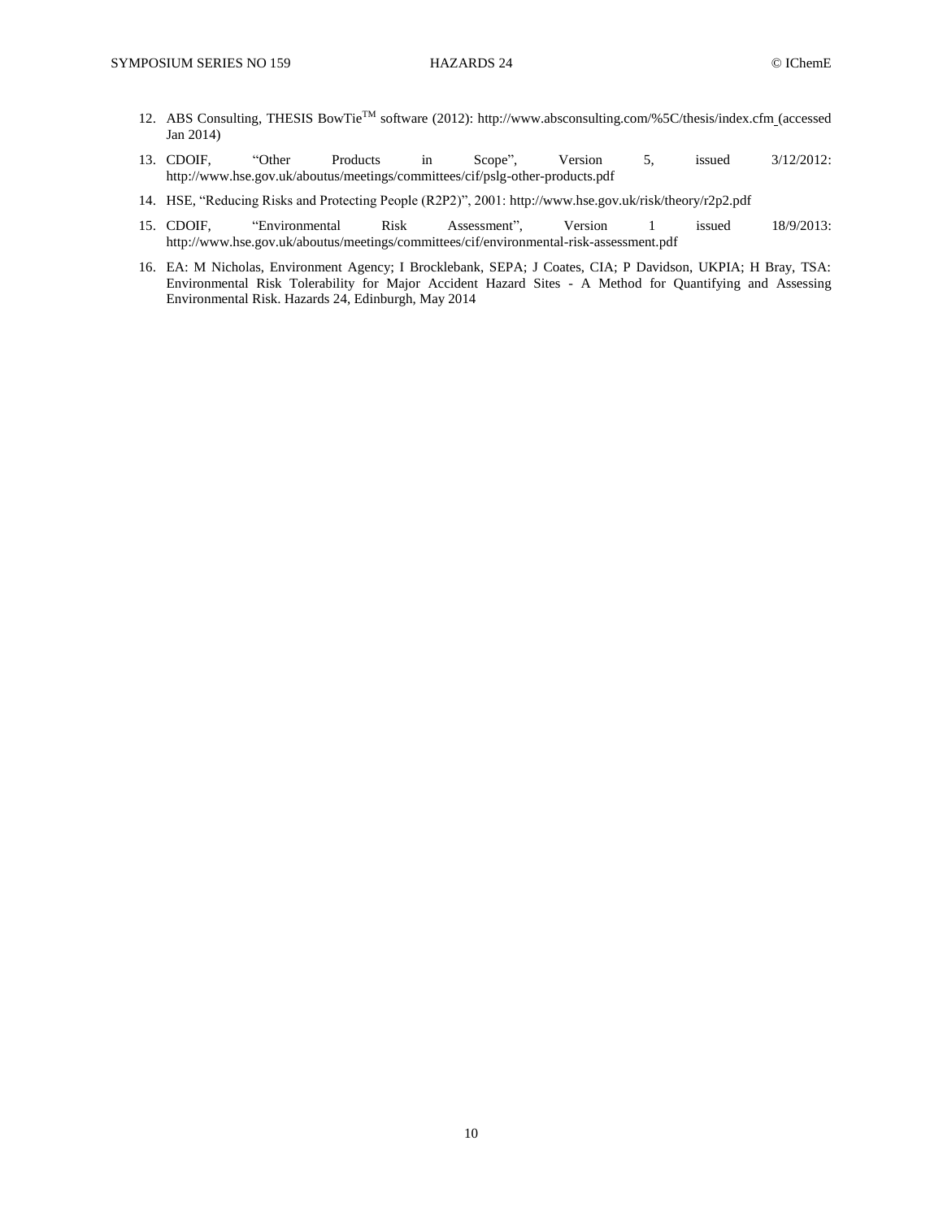12. ABS Consulting, THESIS BowTie™ software (2012): http://www.absconsulting.com/%5C/thesis/index.cfm (accessed Jan 2014)

13. CDOIF, "Other Products in Scope", Version 5, issued 3/12/2012: http://www.hse.gov.uk/aboutus/meetings/committees/cif/pslg-other-products.pdf

14. HSE, "Reducing Risks and Protecting People (R2P2)", 2001: http://www.hse.gov.uk/risk/theory/r2p2.pdf

15. CDOIF, "Environmental Risk Assessment", Version 1 issued 18/9/2013: http://www.hse.gov.uk/aboutus/meetings/committees/cif/environmental-risk-assessment.pdf

16. EA: M Nicholas, Environment Agency; I Brocklebank, SEPA; J Coates, CIA; P Davidson, UKPIA; H Bray, TSA: Environmental Risk Tolerability for Major Accident Hazard Sites - A Method for Quantifying and Assessing Environmental Risk. Hazards 24, Edinburgh, May 2014